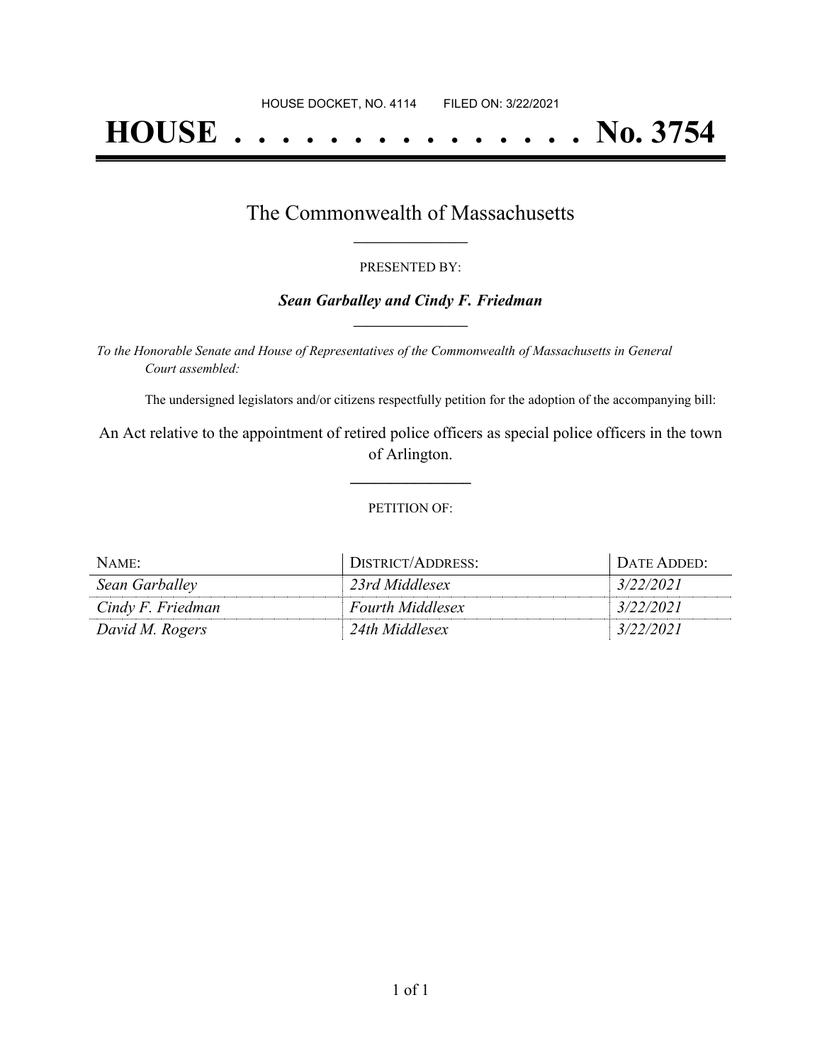HOUSE DOCKET, NO. 4114        FILED ON: 3/22/2021

# HOUSE . . . . . . . . . . . . . . . No. 3754

## The Commonwealth of Massachusetts

PRESENTED BY:

***Sean Garballey and Cindy F. Friedman***

*To the Honorable Senate and House of Representatives of the Commonwealth of Massachusetts in General Court assembled:*

The undersigned legislators and/or citizens respectfully petition for the adoption of the accompanying bill:

An Act relative to the appointment of retired police officers as special police officers in the town of Arlington.

PETITION OF:

| NAME: | DISTRICT/ADDRESS: | DATE ADDED: |
|---|---|---|
| *Sean Garballey* | *23rd Middlesex* | *3/22/2021* |
| *Cindy F. Friedman* | *Fourth Middlesex* | *3/22/2021* |
| *David M. Rogers* | *24th Middlesex* | *3/22/2021* |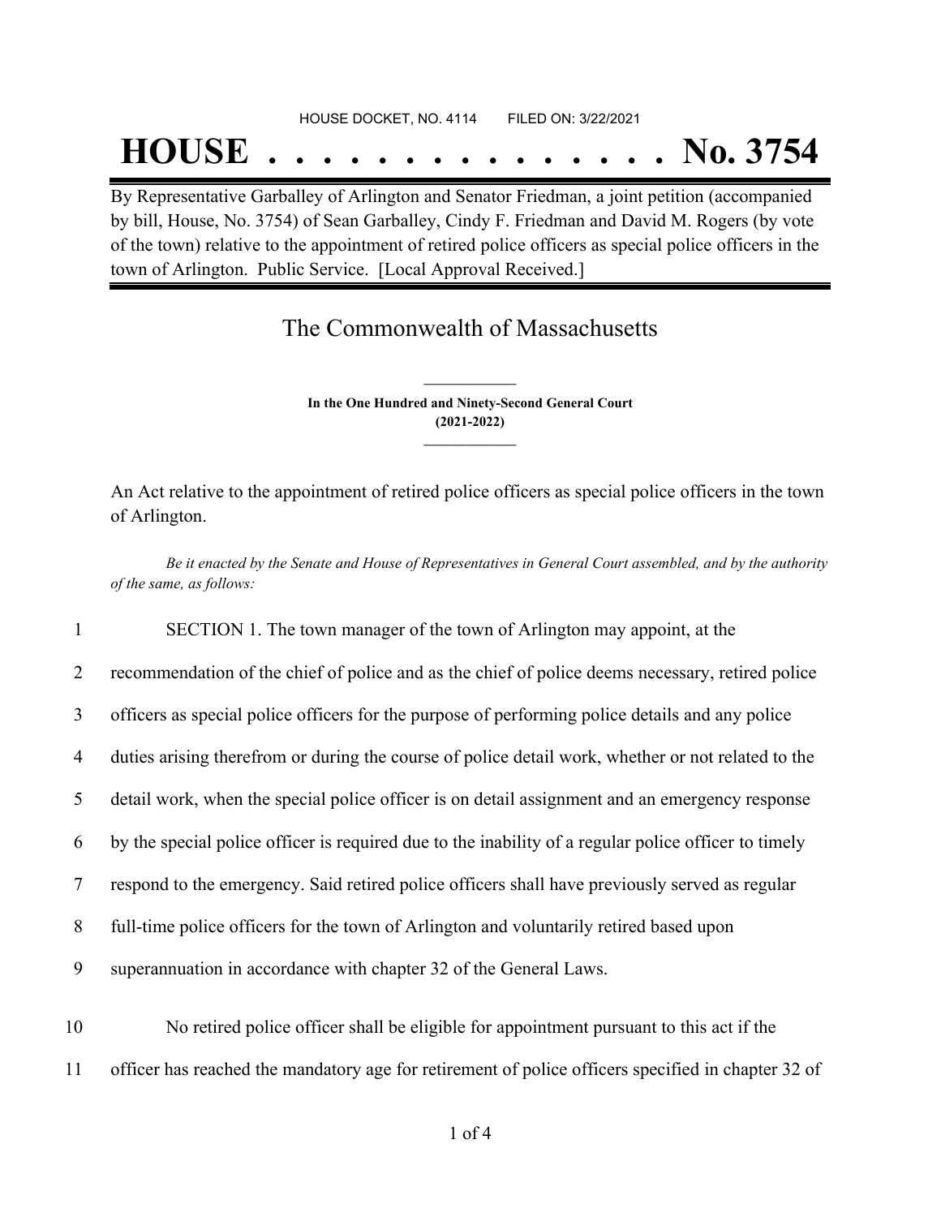HOUSE DOCKET, NO. 4114 FILED ON: 3/22/2021

# HOUSE . . . . . . . . . . . . . . . No. 3754

By Representative Garballey of Arlington and Senator Friedman, a joint petition (accompanied by bill, House, No. 3754) of Sean Garballey, Cindy F. Friedman and David M. Rogers (by vote of the town) relative to the appointment of retired police officers as special police officers in the town of Arlington. Public Service. [Local Approval Received.]

## The Commonwealth of Massachusetts

**In the One Hundred and Ninety-Second General Court**
**(2021-2022)**

An Act relative to the appointment of retired police officers as special police officers in the town of Arlington.

*Be it enacted by the Senate and House of Representatives in General Court assembled, and by the authority of the same, as follows:*

1 SECTION 1. The town manager of the town of Arlington may appoint, at the
2 recommendation of the chief of police and as the chief of police deems necessary, retired police
3 officers as special police officers for the purpose of performing police details and any police
4 duties arising therefrom or during the course of police detail work, whether or not related to the
5 detail work, when the special police officer is on detail assignment and an emergency response
6 by the special police officer is required due to the inability of a regular police officer to timely
7 respond to the emergency. Said retired police officers shall have previously served as regular
8 full-time police officers for the town of Arlington and voluntarily retired based upon
9 superannuation in accordance with chapter 32 of the General Laws.

10 No retired police officer shall be eligible for appointment pursuant to this act if the
11 officer has reached the mandatory age for retirement of police officers specified in chapter 32 of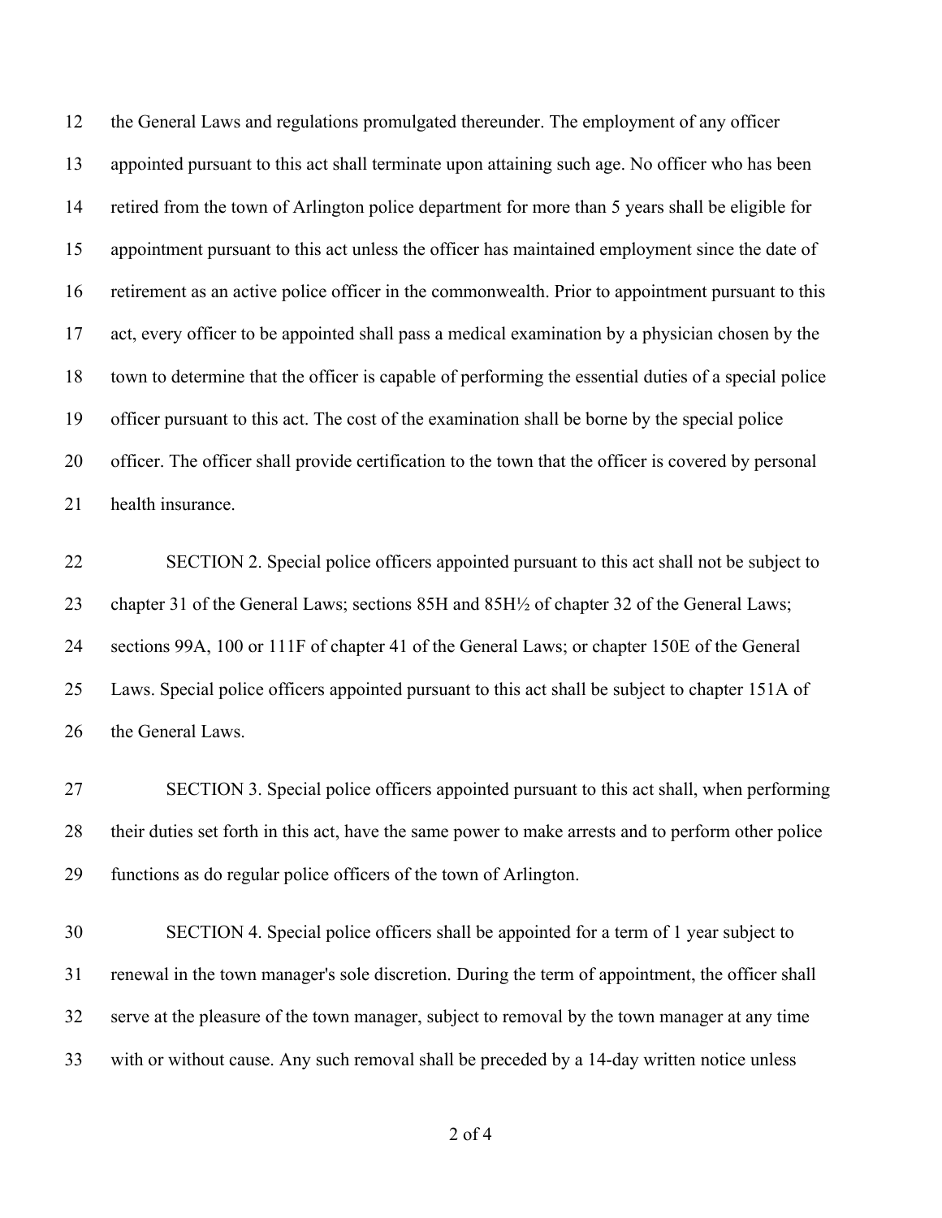the General Laws and regulations promulgated thereunder. The employment of any officer appointed pursuant to this act shall terminate upon attaining such age. No officer who has been retired from the town of Arlington police department for more than 5 years shall be eligible for appointment pursuant to this act unless the officer has maintained employment since the date of retirement as an active police officer in the commonwealth. Prior to appointment pursuant to this act, every officer to be appointed shall pass a medical examination by a physician chosen by the town to determine that the officer is capable of performing the essential duties of a special police officer pursuant to this act. The cost of the examination shall be borne by the special police officer. The officer shall provide certification to the town that the officer is covered by personal health insurance.

SECTION 2. Special police officers appointed pursuant to this act shall not be subject to chapter 31 of the General Laws; sections 85H and 85H½ of chapter 32 of the General Laws; sections 99A, 100 or 111F of chapter 41 of the General Laws; or chapter 150E of the General Laws. Special police officers appointed pursuant to this act shall be subject to chapter 151A of the General Laws.

SECTION 3. Special police officers appointed pursuant to this act shall, when performing their duties set forth in this act, have the same power to make arrests and to perform other police functions as do regular police officers of the town of Arlington.

SECTION 4. Special police officers shall be appointed for a term of 1 year subject to renewal in the town manager's sole discretion. During the term of appointment, the officer shall serve at the pleasure of the town manager, subject to removal by the town manager at any time with or without cause. Any such removal shall be preceded by a 14-day written notice unless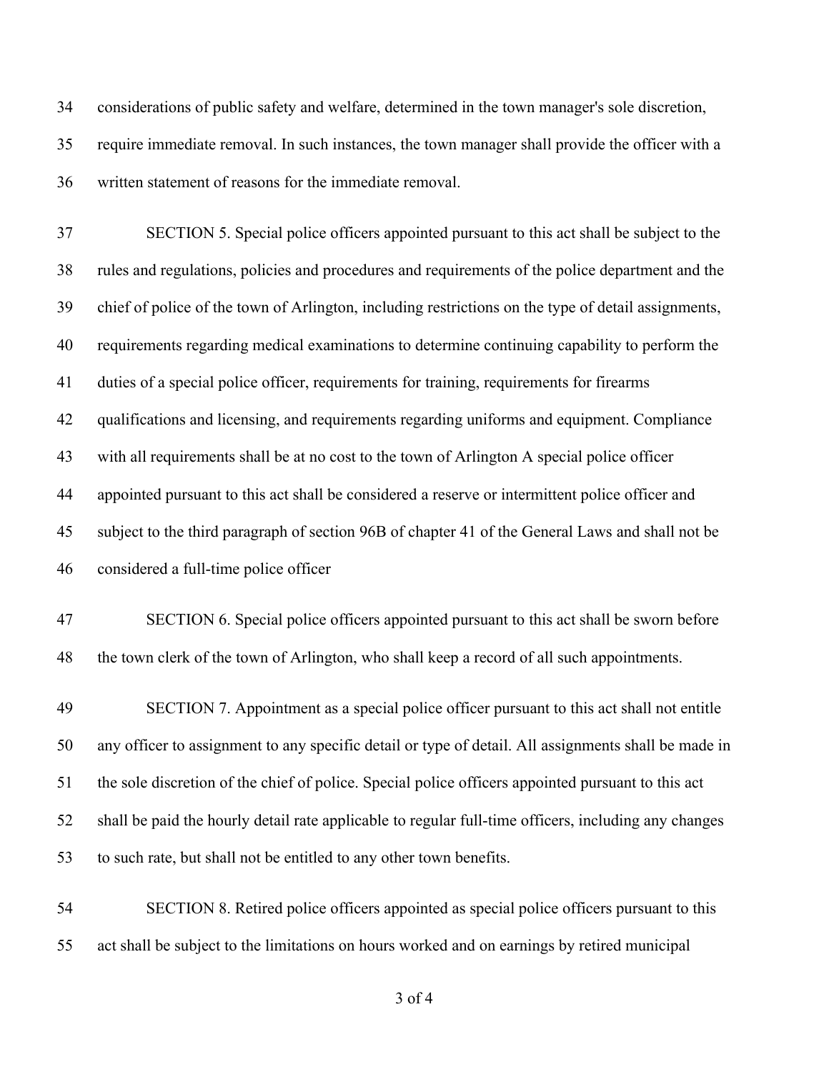considerations of public safety and welfare, determined in the town manager's sole discretion, require immediate removal. In such instances, the town manager shall provide the officer with a written statement of reasons for the immediate removal.

SECTION 5. Special police officers appointed pursuant to this act shall be subject to the rules and regulations, policies and procedures and requirements of the police department and the chief of police of the town of Arlington, including restrictions on the type of detail assignments, requirements regarding medical examinations to determine continuing capability to perform the duties of a special police officer, requirements for training, requirements for firearms qualifications and licensing, and requirements regarding uniforms and equipment. Compliance with all requirements shall be at no cost to the town of Arlington A special police officer appointed pursuant to this act shall be considered a reserve or intermittent police officer and subject to the third paragraph of section 96B of chapter 41 of the General Laws and shall not be considered a full-time police officer

SECTION 6. Special police officers appointed pursuant to this act shall be sworn before the town clerk of the town of Arlington, who shall keep a record of all such appointments.

SECTION 7. Appointment as a special police officer pursuant to this act shall not entitle any officer to assignment to any specific detail or type of detail. All assignments shall be made in the sole discretion of the chief of police. Special police officers appointed pursuant to this act shall be paid the hourly detail rate applicable to regular full-time officers, including any changes to such rate, but shall not be entitled to any other town benefits.

SECTION 8. Retired police officers appointed as special police officers pursuant to this act shall be subject to the limitations on hours worked and on earnings by retired municipal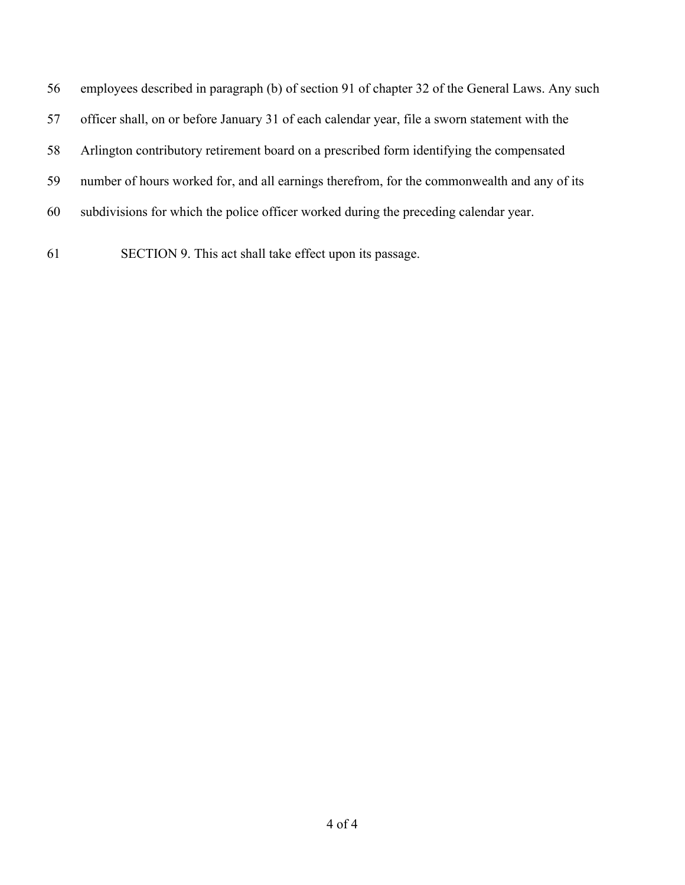employees described in paragraph (b) of section 91 of chapter 32 of the General Laws. Any such officer shall, on or before January 31 of each calendar year, file a sworn statement with the Arlington contributory retirement board on a prescribed form identifying the compensated number of hours worked for, and all earnings therefrom, for the commonwealth and any of its subdivisions for which the police officer worked during the preceding calendar year.

SECTION 9. This act shall take effect upon its passage.